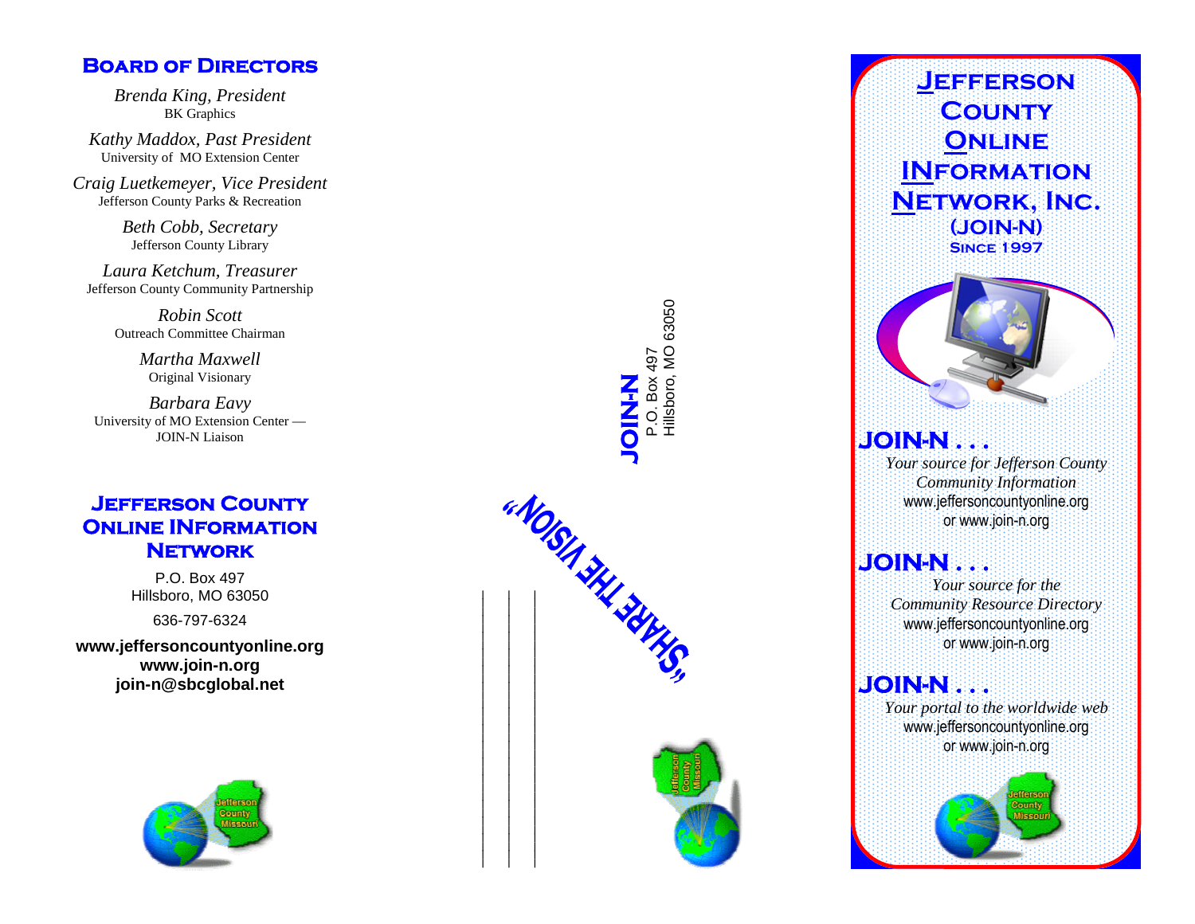## Board of Directors

*Brenda King, President*
BK Graphics

*Kathy Maddox, Past President*
University of MO Extension Center

*Craig Luetkemeyer, Vice President*
Jefferson County Parks & Recreation

*Beth Cobb, Secretary*
Jefferson County Library

*Laura Ketchum, Treasurer*
Jefferson County Community Partnership

*Robin Scott*
Outreach Committee Chairman

*Martha Maxwell*
Original Visionary

*Barbara Eavy*
University of MO Extension Center — JOIN-N Liaison

## Jefferson County Online Information Network

P.O. Box 497
Hillsboro, MO 63050

636-797-6324

**www.jeffersoncountyonline.org**
**www.join-n.org**
**join-n@sbcglobal.net**

**JOIN-N**
P.O. Box 497
Hillsboro, MO 63050

**"SHARE THE VISION"**

# Jefferson County Online Information Network, Inc.

**(JOIN-N)**
**Since 1997**

## JOIN-N . . .

*Your source for Jefferson County Community Information*
www.jeffersoncountyonline.org
or www.join-n.org

## JOIN-N . . .

*Your source for the Community Resource Directory*
www.jeffersoncountyonline.org
or www.join-n.org

## JOIN-N . . .

*Your portal to the worldwide web*
www.jeffersoncountyonline.org
or www.join-n.org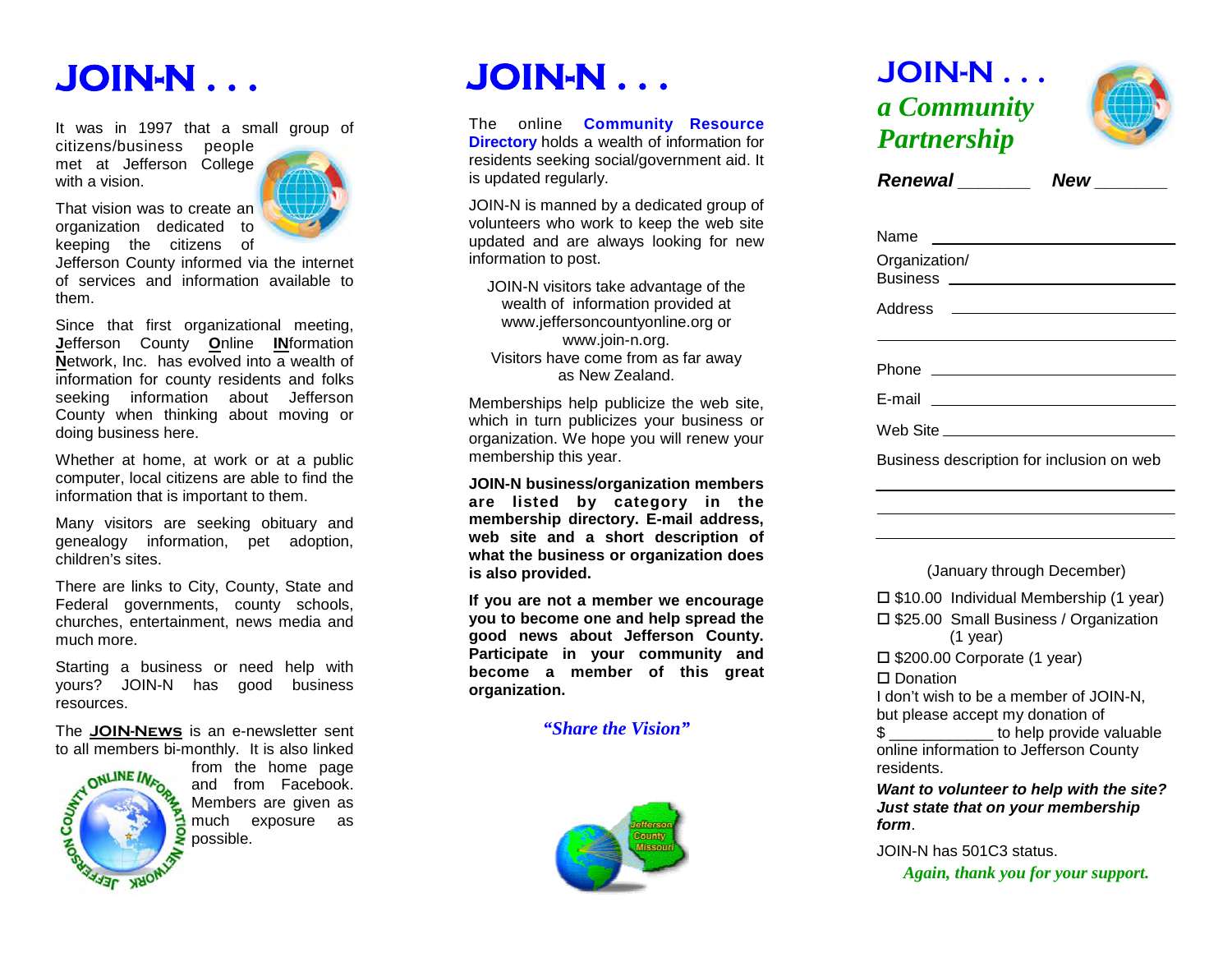# JOIN-N . . .

It was in 1997 that a small group of citizens/business people met at Jefferson College with a vision.

That vision was to create an organization dedicated to keeping the citizens of Jefferson County informed via the internet of services and information available to them.

Since that first organizational meeting, **J**efferson County **O**nline **IN**formation **N**etwork, Inc. has evolved into a wealth of information for county residents and folks seeking information about Jefferson County when thinking about moving or doing business here.

Whether at home, at work or at a public computer, local citizens are able to find the information that is important to them.

Many visitors are seeking obituary and genealogy information, pet adoption, children's sites.

There are links to City, County, State and Federal governments, county schools, churches, entertainment, news media and much more.

Starting a business or need help with yours? JOIN-N has good business resources.

The **JOIN-NEWS** is an e-newsletter sent to all members bi-monthly. It is also linked from the home page and from Facebook. Members are given as much exposure as possible.

# JOIN-N . . .

The online **Community Resource Directory** holds a wealth of information for residents seeking social/government aid. It is updated regularly.

JOIN-N is manned by a dedicated group of volunteers who work to keep the web site updated and are always looking for new information to post.

JOIN-N visitors take advantage of the wealth of information provided at www.jeffersoncountyonline.org or www.join-n.org. Visitors have come from as far away as New Zealand.

Memberships help publicize the web site, which in turn publicizes your business or organization. We hope you will renew your membership this year.

**JOIN-N business/organization members are listed by category in the membership directory. E-mail address, web site and a short description of what the business or organization does is also provided.**

**If you are not a member we encourage you to become one and help spread the good news about Jefferson County. Participate in your community and become a member of this great organization.**

***"Share the Vision"***

# JOIN-N . . .

## *a Community Partnership*

***Renewal*** _______ ***New*** _______

Name ______________________

Organization/
Business ______________________

Address ______________________

______________________

Phone ______________________

E-mail ______________________

Web Site ______________________

Business description for inclusion on web

______________________

______________________

______________________

(January through December)

☐ $10.00 Individual Membership (1 year)

☐ $25.00 Small Business / Organization (1 year)

☐ $200.00 Corporate (1 year)

☐ Donation
I don't wish to be a member of JOIN-N, but please accept my donation of $ ____________ to help provide valuable online information to Jefferson County residents.

***Want to volunteer to help with the site? Just state that on your membership form***.

JOIN-N has 501C3 status.

*Again, thank you for your support.*